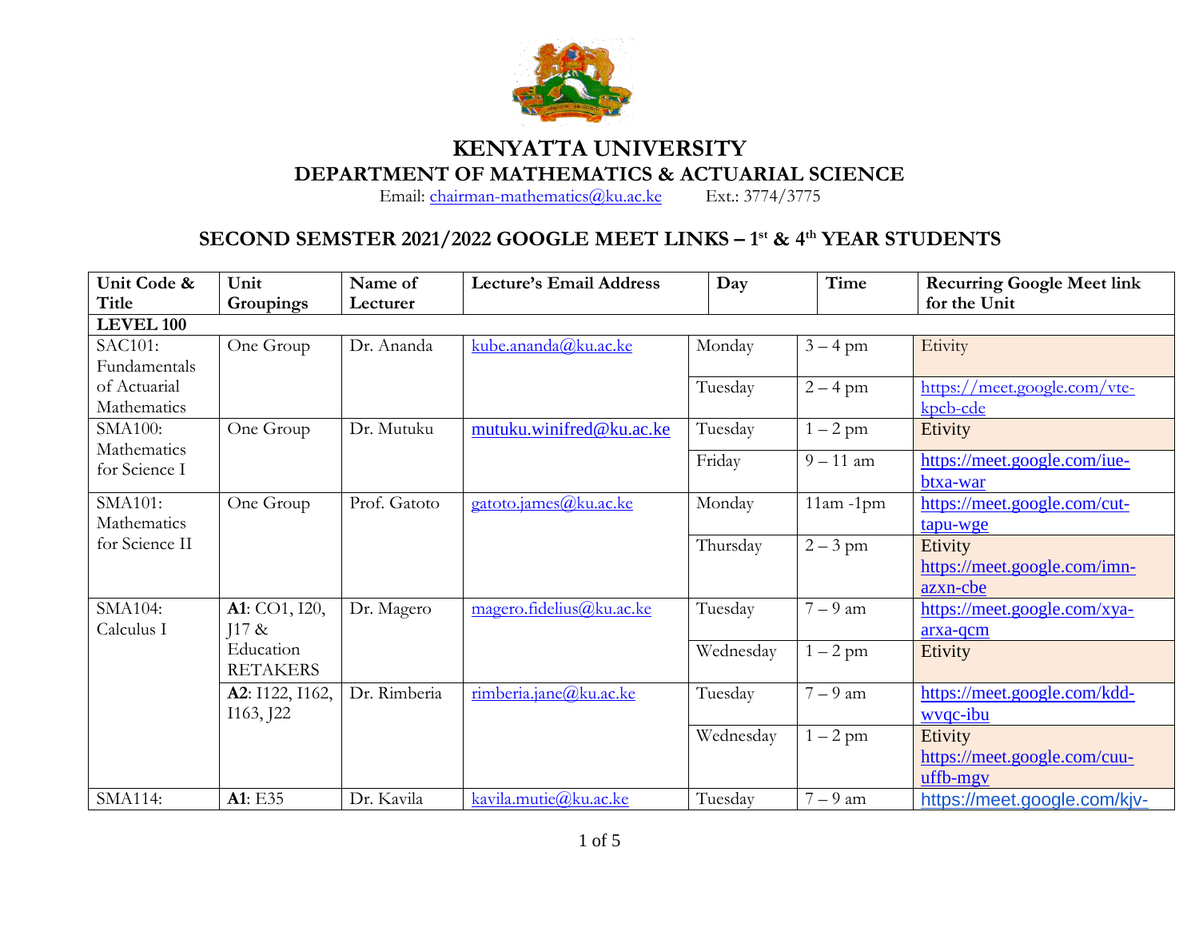# KENYATTA UNIVERSITY

## DEPARTMENT OF MATHEMATICS & ACTUARIAL SCIENCE

Email: chairman-mathematics@ku.ac.ke Ext.: 3774/3775

## SECOND SEMSTER 2021/2022 GOOGLE MEET LINKS – 1st & 4th YEAR STUDENTS

| Unit Code & Title | Unit Groupings | Name of Lecturer | Lecture's Email Address | Day | Time | Recurring Google Meet link for the Unit |
|---|---|---|---|---|---|---|
| **LEVEL 100** | | | | | | |
| SAC101: Fundamentals of Actuarial Mathematics | One Group | Dr. Ananda | kube.ananda@ku.ac.ke | Monday | 3 – 4 pm | Etivity |
| | | | | Tuesday | 2 – 4 pm | https://meet.google.com/vte-kpcb-cde |
| SMA100: Mathematics for Science I | One Group | Dr. Mutuku | mutuku.winifred@ku.ac.ke | Tuesday | 1 – 2 pm | Etivity |
| | | | | Friday | 9 – 11 am | https://meet.google.com/iue-btxa-war |
| SMA101: Mathematics for Science II | One Group | Prof. Gatoto | gatoto.james@ku.ac.ke | Monday | 11am -1pm | https://meet.google.com/cut-tapu-wge |
| | | | | Thursday | 2 – 3 pm | Etivity https://meet.google.com/imn-azxn-cbe |
| SMA104: Calculus I | **A1**: CO1, I20, J17 & Education RETAKERS | Dr. Magero | magero.fidelius@ku.ac.ke | Tuesday | 7 – 9 am | https://meet.google.com/xya-arxa-qcm |
| | | | | Wednesday | 1 – 2 pm | Etivity |
| | **A2**: I122, I162, I163, J22 | Dr. Rimberia | rimberia.jane@ku.ac.ke | Tuesday | 7 – 9 am | https://meet.google.com/kdd-wvqc-ibu |
| | | | | Wednesday | 1 – 2 pm | Etivity https://meet.google.com/cuu-uffb-mgv |
| SMA114: | **A1**: E35 | Dr. Kavila | kavila.mutie@ku.ac.ke | Tuesday | 7 – 9 am | https://meet.google.com/kjv- |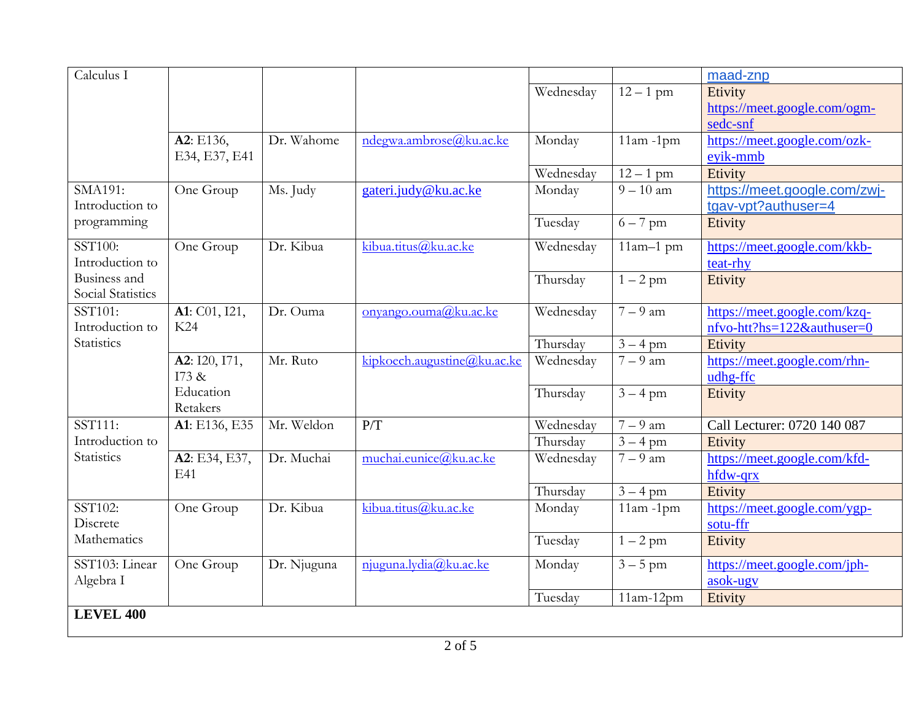| | | | | | | |
|---|---|---|---|---|---|---|
| Calculus I | | | | | | maad-znp |
| | | | | Wednesday | 12 – 1 pm | Etivity https://meet.google.com/ogm-sedc-snf |
| | **A2**: E136, E34, E37, E41 | Dr. Wahome | ndegwa.ambrose@ku.ac.ke | Monday | 11am -1pm | https://meet.google.com/ozk-eyik-mmb |
| | | | | Wednesday | 12 – 1 pm | Etivity |
| SMA191: Introduction to programming | One Group | Ms. Judy | gateri.judy@ku.ac.ke | Monday | 9 – 10 am | https://meet.google.com/zwj-tgav-vpt?authuser=4 |
| | | | | Tuesday | 6 – 7 pm | Etivity |
| SST100: Introduction to Business and Social Statistics | One Group | Dr. Kibua | kibua.titus@ku.ac.ke | Wednesday | 11am–1 pm | https://meet.google.com/kkb-teat-rhy |
| | | | | Thursday | 1 – 2 pm | Etivity |
| SST101: Introduction to Statistics | **A1**: C01, I21, K24 | Dr. Ouma | onyango.ouma@ku.ac.ke | Wednesday | 7 – 9 am | https://meet.google.com/kzq-nfvo-htt?hs=122&authuser=0 |
| | | | | Thursday | 3 – 4 pm | Etivity |
| | **A2**: I20, I71, I73 & Education Retakers | Mr. Ruto | kipkoech.augustine@ku.ac.ke | Wednesday | 7 – 9 am | https://meet.google.com/rhn-udhg-ffc |
| | | | | Thursday | 3 – 4 pm | Etivity |
| SST111: Introduction to Statistics | **A1**: E136, E35 | Mr. Weldon | P/T | Wednesday | 7 – 9 am | Call Lecturer: 0720 140 087 |
| | | | | Thursday | 3 – 4 pm | Etivity |
| | **A2**: E34, E37, E41 | Dr. Muchai | muchai.eunice@ku.ac.ke | Wednesday | 7 – 9 am | https://meet.google.com/kfd-hfdw-qrx |
| | | | | Thursday | 3 – 4 pm | Etivity |
| SST102: Discrete Mathematics | One Group | Dr. Kibua | kibua.titus@ku.ac.ke | Monday | 11am -1pm | https://meet.google.com/ygp-sotu-ffr |
| | | | | Tuesday | 1 – 2 pm | Etivity |
| SST103: Linear Algebra I | One Group | Dr. Njuguna | njuguna.lydia@ku.ac.ke | Monday | 3 – 5 pm | https://meet.google.com/jph-asok-ugv |
| | | | | Tuesday | 11am-12pm | Etivity |
| **LEVEL 400** | | | | | | |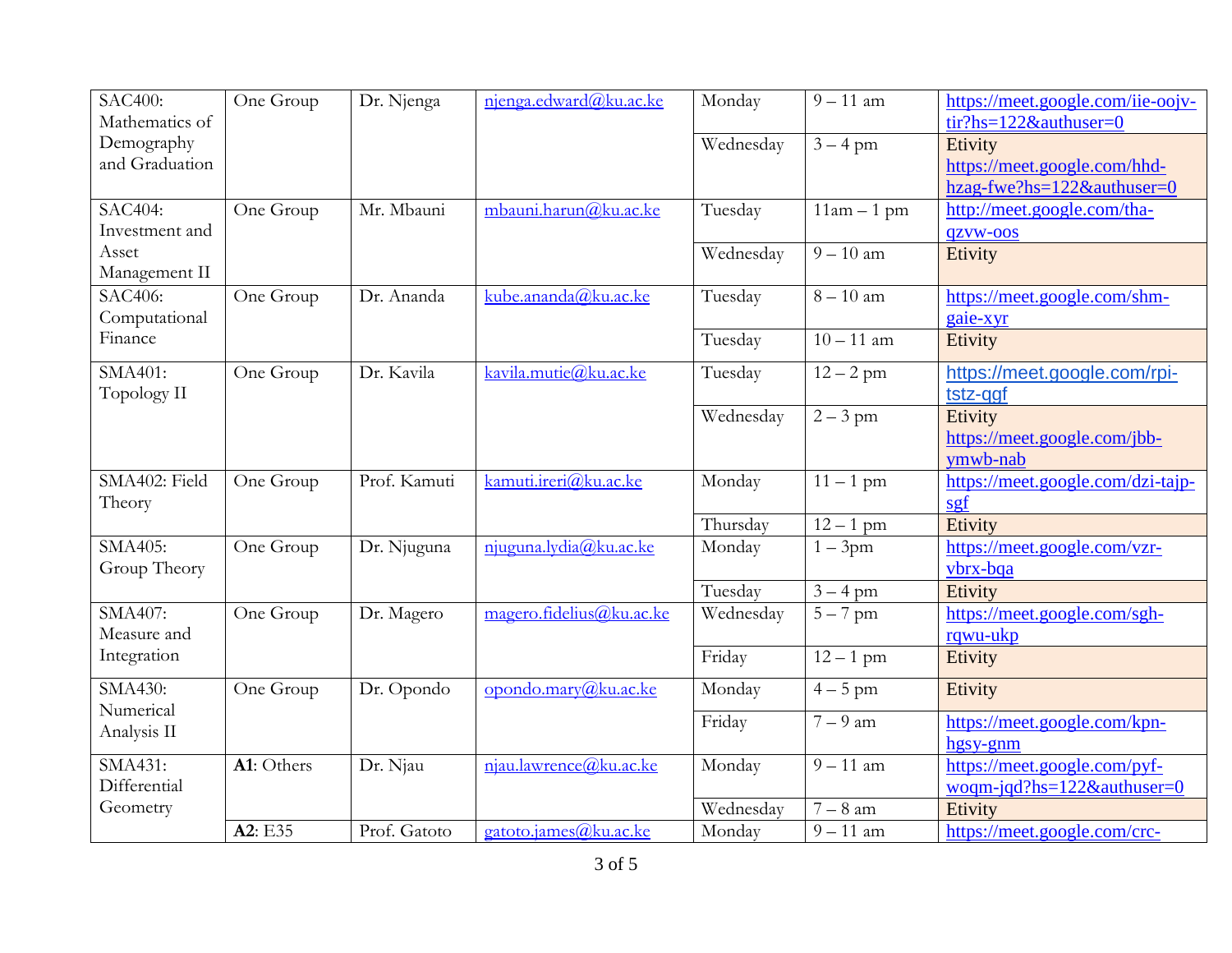| | | | | | | |
|---|---|---|---|---|---|---|
| SAC400: Mathematics of Demography and Graduation | One Group | Dr. Njenga | njenga.edward@ku.ac.ke | Monday | 9 – 11 am | https://meet.google.com/iie-oojv-tir?hs=122&authuser=0 |
| | | | | Wednesday | 3 – 4 pm | Etivity https://meet.google.com/hhd-hzag-fwe?hs=122&authuser=0 |
| SAC404: Investment and Asset Management II | One Group | Mr. Mbauni | mbauni.harun@ku.ac.ke | Tuesday | 11am – 1 pm | http://meet.google.com/tha-qzvw-oos |
| | | | | Wednesday | 9 – 10 am | Etivity |
| SAC406: Computational Finance | One Group | Dr. Ananda | kube.ananda@ku.ac.ke | Tuesday | 8 – 10 am | https://meet.google.com/shm-gaie-xyr |
| | | | | Tuesday | 10 – 11 am | Etivity |
| SMA401: Topology II | One Group | Dr. Kavila | kavila.mutie@ku.ac.ke | Tuesday | 12 – 2 pm | https://meet.google.com/rpi-tstz-qgf |
| | | | | Wednesday | 2 – 3 pm | Etivity https://meet.google.com/jbb-ymwb-nab |
| SMA402: Field Theory | One Group | Prof. Kamuti | kamuti.ireri@ku.ac.ke | Monday | 11 – 1 pm | https://meet.google.com/dzi-tajp-sgf |
| | | | | Thursday | 12 – 1 pm | Etivity |
| SMA405: Group Theory | One Group | Dr. Njuguna | njuguna.lydia@ku.ac.ke | Monday | 1 – 3pm | https://meet.google.com/vzr-vbrx-bqa |
| | | | | Tuesday | 3 – 4 pm | Etivity |
| SMA407: Measure and Integration | One Group | Dr. Magero | magero.fidelius@ku.ac.ke | Wednesday | 5 – 7 pm | https://meet.google.com/sgh-rqwu-ukp |
| | | | | Friday | 12 – 1 pm | Etivity |
| SMA430: Numerical Analysis II | One Group | Dr. Opondo | opondo.mary@ku.ac.ke | Monday | 4 – 5 pm | Etivity |
| | | | | Friday | 7 – 9 am | https://meet.google.com/kpn-hgsy-gnm |
| SMA431: Differential Geometry | **A1**: Others | Dr. Njau | njau.lawrence@ku.ac.ke | Monday | 9 – 11 am | https://meet.google.com/pyf-woqm-jqd?hs=122&authuser=0 |
| | | | | Wednesday | 7 – 8 am | Etivity |
| | **A2**: E35 | Prof. Gatoto | gatoto.james@ku.ac.ke | Monday | 9 – 11 am | https://meet.google.com/crc- |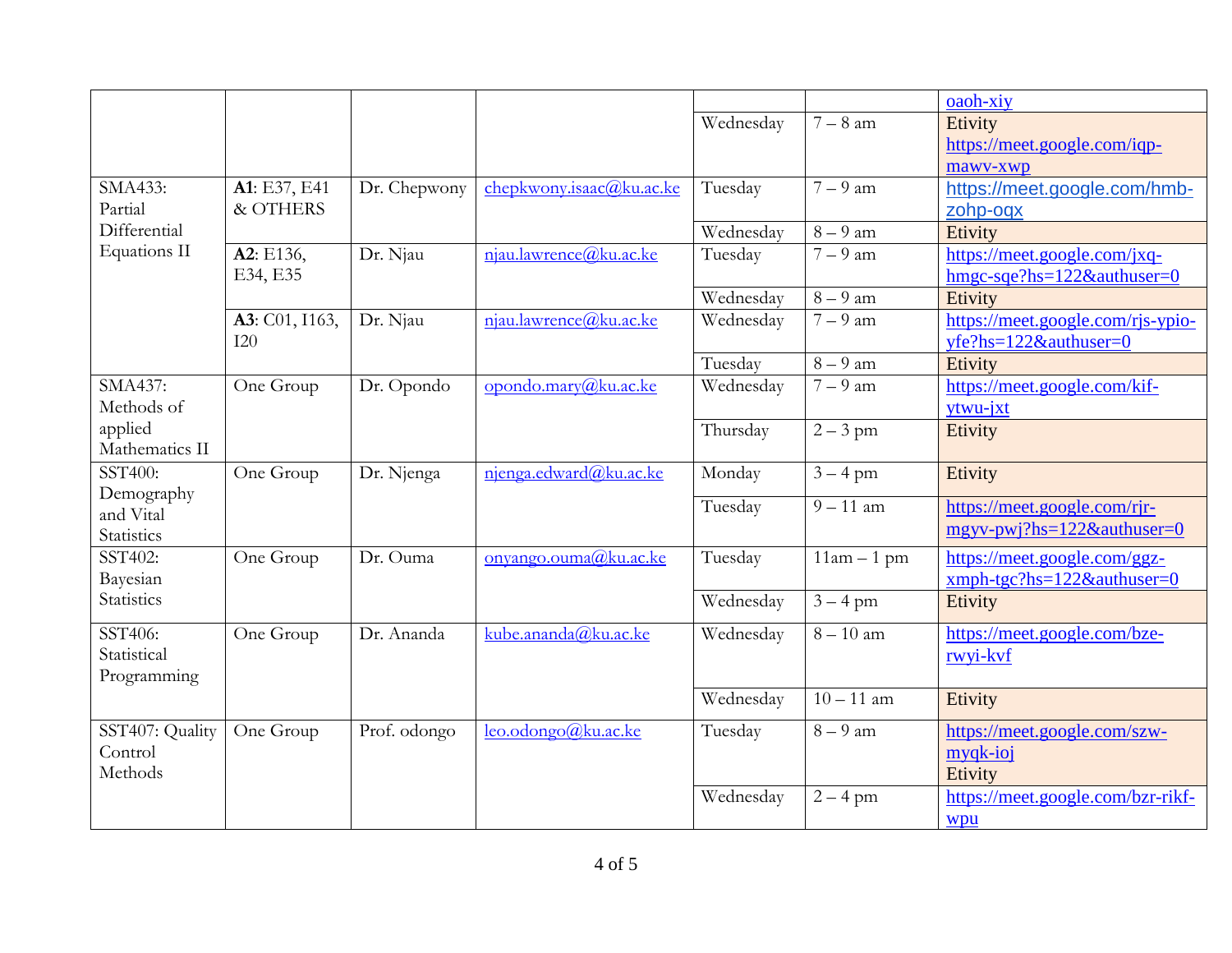| | | | | | | |
|---|---|---|---|---|---|---|
| | | | | | | oaoh-xiy |
| | | | | Wednesday | 7 – 8 am | Etivity https://meet.google.com/iqp-mawv-xwp |
| SMA433: Partial Differential Equations II | **A1**: E37, E41 & OTHERS | Dr. Chepwony | chepkwony.isaac@ku.ac.ke | Tuesday | 7 – 9 am | https://meet.google.com/hmb-zohp-oqx |
| | | | | Wednesday | 8 – 9 am | Etivity |
| | **A2**: E136, E34, E35 | Dr. Njau | njau.lawrence@ku.ac.ke | Tuesday | 7 – 9 am | https://meet.google.com/jxq-hmgc-sqe?hs=122&authuser=0 |
| | | | | Wednesday | 8 – 9 am | Etivity |
| | **A3**: C01, I163, I20 | Dr. Njau | njau.lawrence@ku.ac.ke | Wednesday | 7 – 9 am | https://meet.google.com/rjs-ypio-yfe?hs=122&authuser=0 |
| | | | | Tuesday | 8 – 9 am | Etivity |
| SMA437: Methods of applied Mathematics II | One Group | Dr. Opondo | opondo.mary@ku.ac.ke | Wednesday | 7 – 9 am | https://meet.google.com/kif-ytwu-jxt |
| | | | | Thursday | 2 – 3 pm | Etivity |
| SST400: Demography and Vital Statistics | One Group | Dr. Njenga | njenga.edward@ku.ac.ke | Monday | 3 – 4 pm | Etivity |
| | | | | Tuesday | 9 – 11 am | https://meet.google.com/rjr-mgyv-pwj?hs=122&authuser=0 |
| SST402: Bayesian Statistics | One Group | Dr. Ouma | onyango.ouma@ku.ac.ke | Tuesday | 11am – 1 pm | https://meet.google.com/ggz-xmph-tgc?hs=122&authuser=0 |
| | | | | Wednesday | 3 – 4 pm | Etivity |
| SST406: Statistical Programming | One Group | Dr. Ananda | kube.ananda@ku.ac.ke | Wednesday | 8 – 10 am | https://meet.google.com/bze-rwyi-kvf |
| | | | | Wednesday | 10 – 11 am | Etivity |
| SST407: Quality Control Methods | One Group | Prof. odongo | leo.odongo@ku.ac.ke | Tuesday | 8 – 9 am | https://meet.google.com/szw-myqk-ioj Etivity |
| | | | | Wednesday | 2 – 4 pm | https://meet.google.com/bzr-rikf-wpu |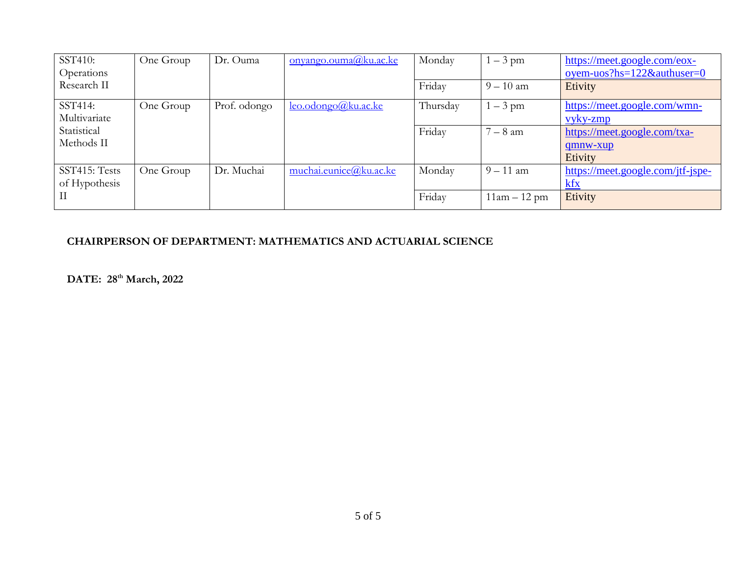| | | | | | | |
|---|---|---|---|---|---|---|
| SST410: Operations Research II | One Group | Dr. Ouma | onyango.ouma@ku.ac.ke | Monday | 1 – 3 pm | https://meet.google.com/eox-oyem-uos?hs=122&authuser=0 |
| | | | | Friday | 9 – 10 am | Etivity |
| SST414: Multivariate Statistical Methods II | One Group | Prof. odongo | leo.odongo@ku.ac.ke | Thursday | 1 – 3 pm | https://meet.google.com/wmn-vyky-zmp |
| | | | | Friday | 7 – 8 am | https://meet.google.com/txa-qmnw-xup Etivity |
| SST415: Tests of Hypothesis II | One Group | Dr. Muchai | muchai.eunice@ku.ac.ke | Monday | 9 – 11 am | https://meet.google.com/jtf-jspe-kfx |
| | | | | Friday | 11am – 12 pm | Etivity |

**CHAIRPERSON OF DEPARTMENT: MATHEMATICS AND ACTUARIAL SCIENCE**

**DATE: 28th March, 2022**